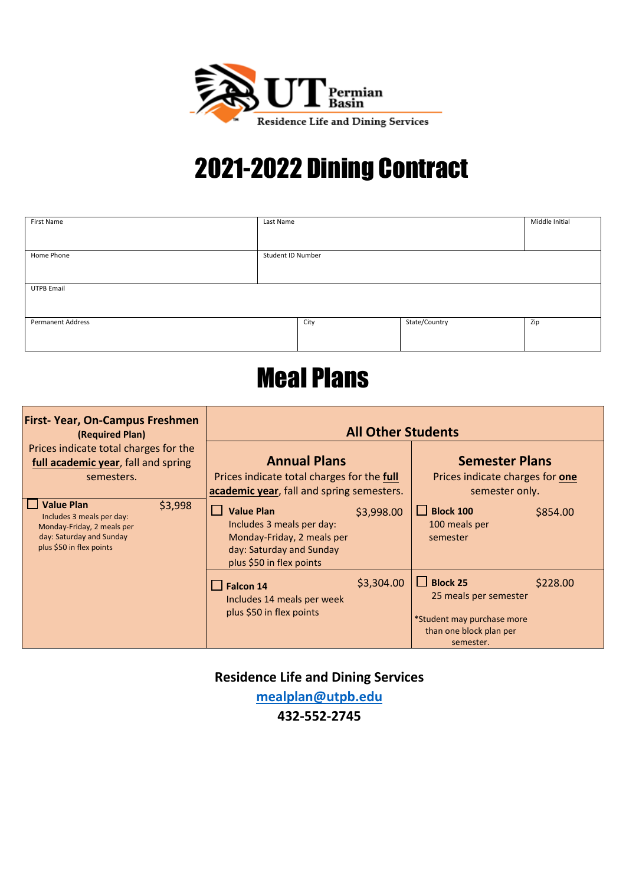UT Permian Basin

Residence Life and Dining Services

# 2021-2022 Dining Contract

| First Name | Last Name | | Middle Initial |
|---|---|---|---|
| | | | |
| Home Phone | Student ID Number | | |
| | | | |
| UTPB Email | | | |
| | | | |
| Permanent Address | City | State/Country | Zip |
| | | | |

# Meal Plans

| First- Year, On-Campus Freshmen (Required Plan) | All Other Students | |
|---|---|---|
| Prices indicate total charges for the **full academic year**, fall and spring semesters. | **Annual Plans** Prices indicate total charges for the **full academic year**, fall and spring semesters. | **Semester Plans** Prices indicate charges for **one** semester only. |
| ☐ **Value Plan** $3,998 Includes 3 meals per day: Monday-Friday, 2 meals per day: Saturday and Sunday plus $50 in flex points | ☐ **Value Plan** $3,998.00 Includes 3 meals per day: Monday-Friday, 2 meals per day: Saturday and Sunday plus $50 in flex points | ☐ **Block 100** $854.00 100 meals per semester |
| | ☐ **Falcon 14** $3,304.00 Includes 14 meals per week plus $50 in flex points | ☐ **Block 25** $228.00 25 meals per semester *Student may purchase more than one block plan per semester. |

**Residence Life and Dining Services**

**mealplan@utpb.edu**

**432-552-2745**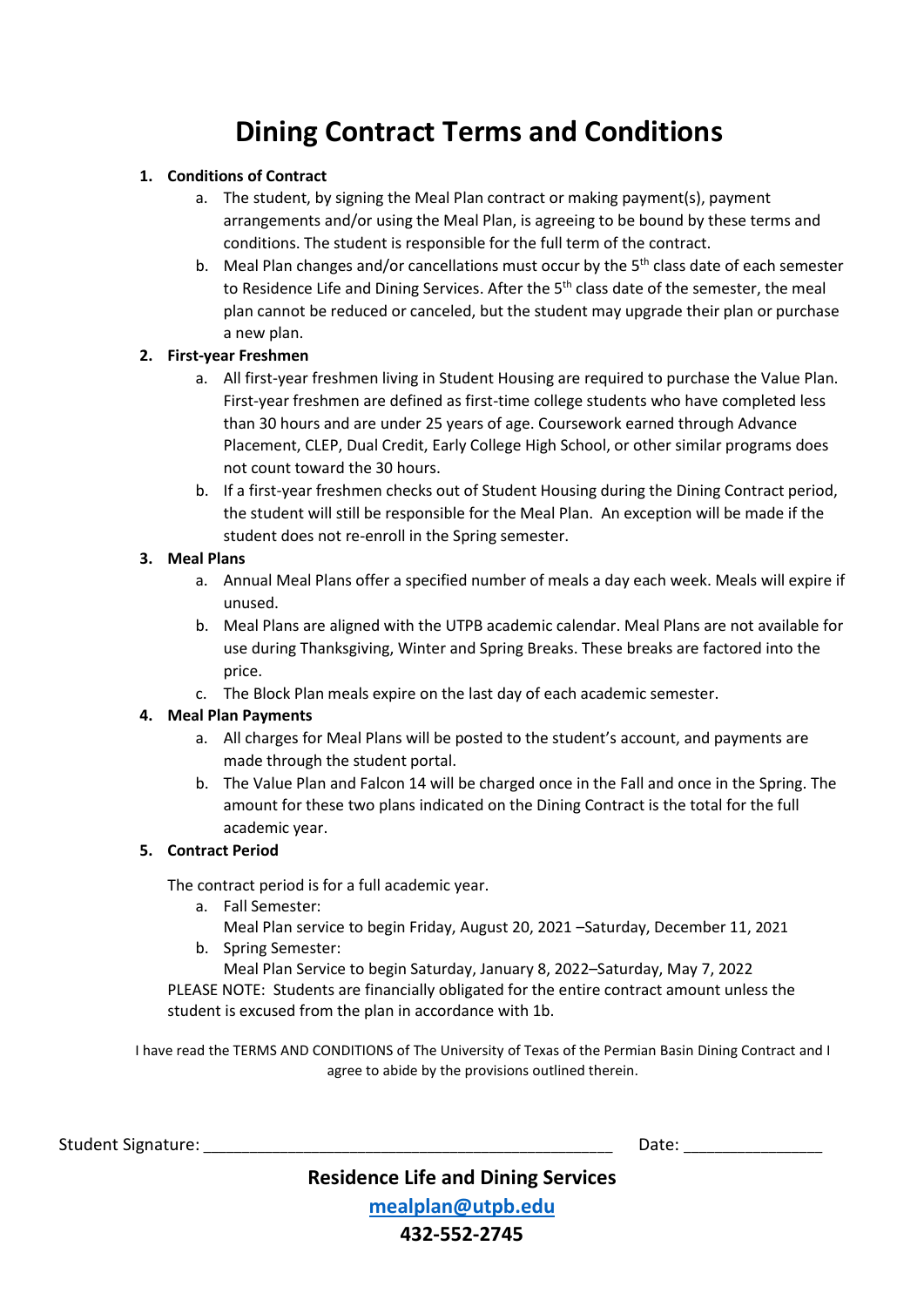# Dining Contract Terms and Conditions

1. **Conditions of Contract**
   a. The student, by signing the Meal Plan contract or making payment(s), payment arrangements and/or using the Meal Plan, is agreeing to be bound by these terms and conditions. The student is responsible for the full term of the contract.
   b. Meal Plan changes and/or cancellations must occur by the 5th class date of each semester to Residence Life and Dining Services. After the 5th class date of the semester, the meal plan cannot be reduced or canceled, but the student may upgrade their plan or purchase a new plan.
2. **First-year Freshmen**
   a. All first-year freshmen living in Student Housing are required to purchase the Value Plan. First-year freshmen are defined as first-time college students who have completed less than 30 hours and are under 25 years of age. Coursework earned through Advance Placement, CLEP, Dual Credit, Early College High School, or other similar programs does not count toward the 30 hours.
   b. If a first-year freshmen checks out of Student Housing during the Dining Contract period, the student will still be responsible for the Meal Plan. An exception will be made if the student does not re-enroll in the Spring semester.
3. **Meal Plans**
   a. Annual Meal Plans offer a specified number of meals a day each week. Meals will expire if unused.
   b. Meal Plans are aligned with the UTPB academic calendar. Meal Plans are not available for use during Thanksgiving, Winter and Spring Breaks. These breaks are factored into the price.
   c. The Block Plan meals expire on the last day of each academic semester.
4. **Meal Plan Payments**
   a. All charges for Meal Plans will be posted to the student's account, and payments are made through the student portal.
   b. The Value Plan and Falcon 14 will be charged once in the Fall and once in the Spring. The amount for these two plans indicated on the Dining Contract is the total for the full academic year.
5. **Contract Period**

   The contract period is for a full academic year.
   a. Fall Semester:
      Meal Plan service to begin Friday, August 20, 2021 –Saturday, December 11, 2021
   b. Spring Semester:
      Meal Plan Service to begin Saturday, January 8, 2022–Saturday, May 7, 2022

   PLEASE NOTE: Students are financially obligated for the entire contract amount unless the student is excused from the plan in accordance with 1b.

I have read the TERMS AND CONDITIONS of The University of Texas of the Permian Basin Dining Contract and I agree to abide by the provisions outlined therein.

Student Signature: _______________________________________________ Date: _______________

**Residence Life and Dining Services**

**mealplan@utpb.edu**

**432-552-2745**